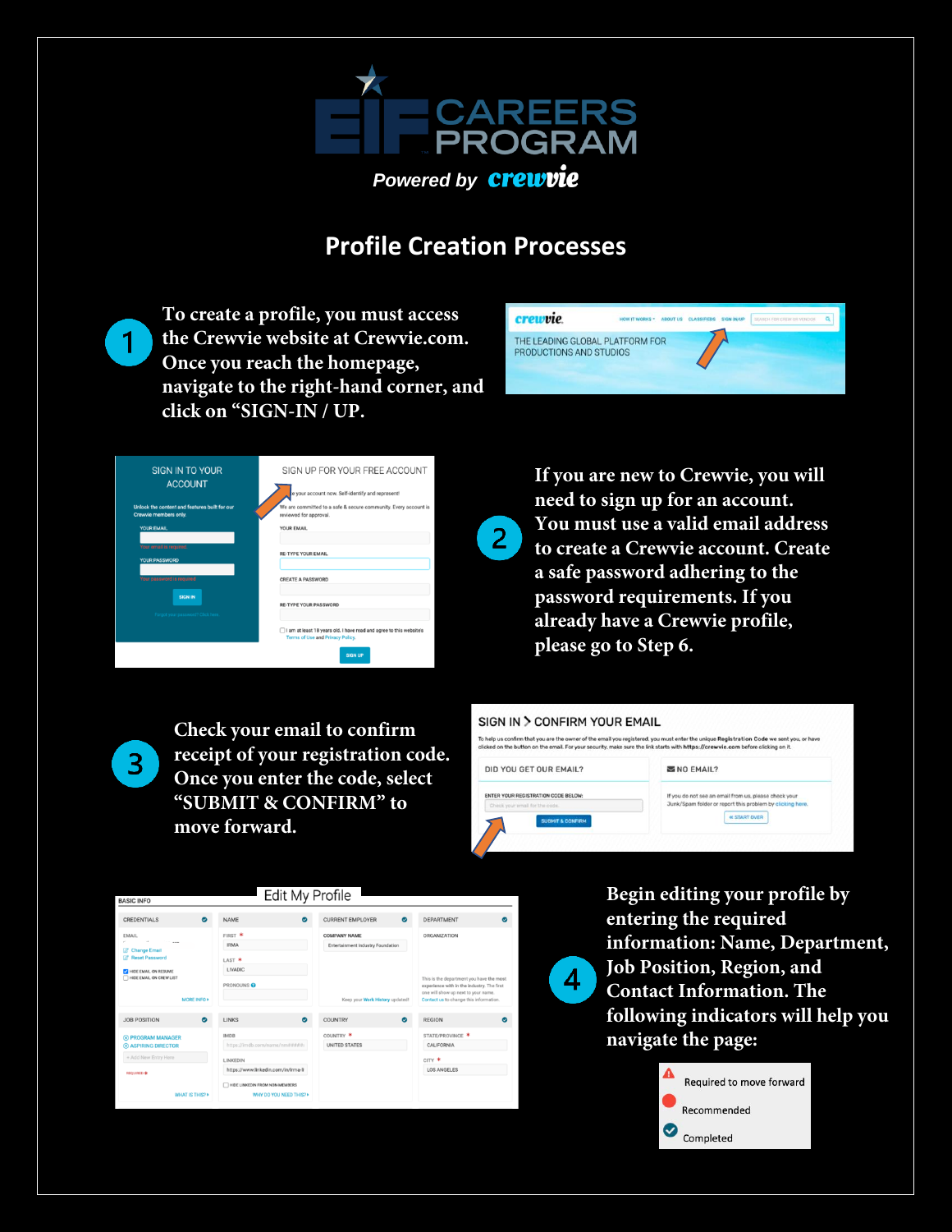# EIF CAREERS PROGRAM

*Powered by crewvie*

## Profile Creation Processes

1. To create a profile, you must access the Crewvie website at Crewvie.com. Once you reach the homepage, navigate to the right-hand corner, and click on "SIGN-IN / UP.

2. If you are new to Crewvie, you will need to sign up for an account. You must use a valid email address to create a Crewvie account. Create a safe password adhering to the password requirements. If you already have a Crewvie profile, please go to Step 6.

3. Check your email to confirm receipt of your registration code. Once you enter the code, select "SUBMIT & CONFIRM" to move forward.

4. Begin editing your profile by entering the required information: Name, Department, Job Position, Region, and Contact Information. The following indicators will help you navigate the page:

- Required to move forward
- Recommended
- Completed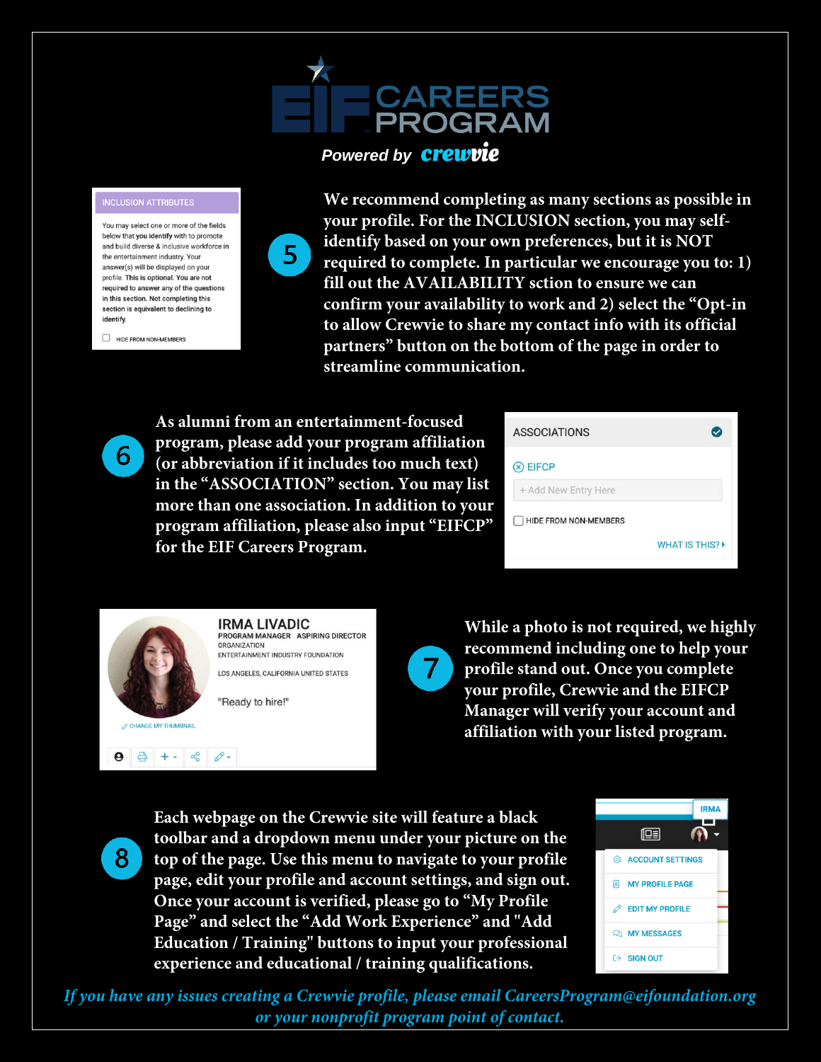# EIF CAREERS PROGRAM

*Powered by crewvie*

INCLUSION ATTRIBUTES

You may select one or more of the fields below that you identify with to promote and build diverse & inclusive workforce in the entertainment industry. Your answer(s) will be displayed on your profile. This is optional. You are not required to answer any of the questions in this section. Not completing this section is equivalent to declining to identify.

HIDE FROM NON-MEMBERS

**5** **We recommend completing as many sections as possible in your profile. For the INCLUSION section, you may self-identify based on your own preferences, but it is NOT required to complete. In particular we encourage you to: 1) fill out the AVAILABILITY sction to ensure we can confirm your availability to work and 2) select the "Opt-in to allow Crewvie to share my contact info with its official partners" button on the bottom of the page in order to streamline communication.**

**6** **As alumni from an entertainment-focused program, please add your program affiliation (or abbreviation if it includes too much text) in the "ASSOCIATION" section. You may list more than one association. In addition to your program affiliation, please also input "EIFCP" for the EIF Careers Program.**

ASSOCIATIONS

EIFCP

+ Add New Entry Here

HIDE FROM NON-MEMBERS

WHAT IS THIS?

IRMA LIVADIC
PROGRAM MANAGER ASPIRING DIRECTOR
ORGANIZATION
ENTERTAINMENT INDUSTRY FOUNDATION

LOS ANGELES, CALIFORNIA UNITED STATES

"Ready to hire!"

CHANGE MY THUMBNAIL

**7** **While a photo is not required, we highly recommend including one to help your profile stand out. Once you complete your profile, Crewvie and the EIFCP Manager will verify your account and affiliation with your listed program.**

**8** **Each webpage on the Crewvie site will feature a black toolbar and a dropdown menu under your picture on the top of the page. Use this menu to navigate to your profile page, edit your profile and account settings, and sign out. Once your account is verified, please go to "My Profile Page" and select the "Add Work Experience" and "Add Education / Training" buttons to input your professional experience and educational / training qualifications.**

IRMA

ACCOUNT SETTINGS

MY PROFILE PAGE

EDIT MY PROFILE

MY MESSAGES

SIGN OUT

***If you have any issues creating a Crewvie profile, please email CareersProgram@eifoundation.org or your nonprofit program point of contact.***